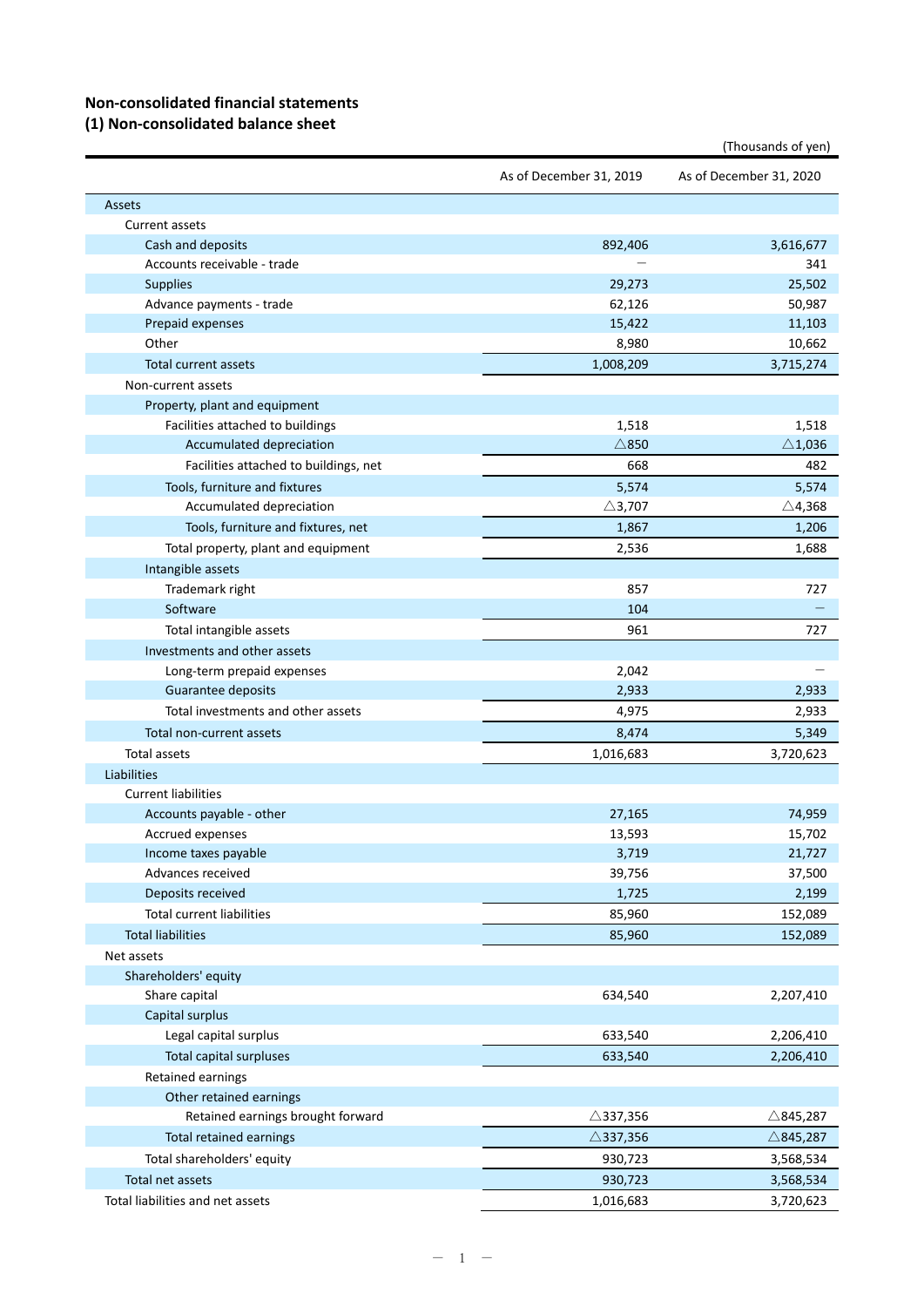# Non-consolidated financial statements

## (1) Non-consolidated balance sheet

(Thousands of yen)

| | As of December 31, 2019 | As of December 31, 2020 |
|---|---|---|
| Assets | | |
| Current assets | | |
| Cash and deposits | 892,406 | 3,616,677 |
| Accounts receivable - trade | － | 341 |
| Supplies | 29,273 | 25,502 |
| Advance payments - trade | 62,126 | 50,987 |
| Prepaid expenses | 15,422 | 11,103 |
| Other | 8,980 | 10,662 |
| Total current assets | 1,008,209 | 3,715,274 |
| Non-current assets | | |
| Property, plant and equipment | | |
| Facilities attached to buildings | 1,518 | 1,518 |
| Accumulated depreciation | △850 | △1,036 |
| Facilities attached to buildings, net | 668 | 482 |
| Tools, furniture and fixtures | 5,574 | 5,574 |
| Accumulated depreciation | △3,707 | △4,368 |
| Tools, furniture and fixtures, net | 1,867 | 1,206 |
| Total property, plant and equipment | 2,536 | 1,688 |
| Intangible assets | | |
| Trademark right | 857 | 727 |
| Software | 104 | － |
| Total intangible assets | 961 | 727 |
| Investments and other assets | | |
| Long-term prepaid expenses | 2,042 | － |
| Guarantee deposits | 2,933 | 2,933 |
| Total investments and other assets | 4,975 | 2,933 |
| Total non-current assets | 8,474 | 5,349 |
| Total assets | 1,016,683 | 3,720,623 |
| Liabilities | | |
| Current liabilities | | |
| Accounts payable - other | 27,165 | 74,959 |
| Accrued expenses | 13,593 | 15,702 |
| Income taxes payable | 3,719 | 21,727 |
| Advances received | 39,756 | 37,500 |
| Deposits received | 1,725 | 2,199 |
| Total current liabilities | 85,960 | 152,089 |
| Total liabilities | 85,960 | 152,089 |
| Net assets | | |
| Shareholders' equity | | |
| Share capital | 634,540 | 2,207,410 |
| Capital surplus | | |
| Legal capital surplus | 633,540 | 2,206,410 |
| Total capital surpluses | 633,540 | 2,206,410 |
| Retained earnings | | |
| Other retained earnings | | |
| Retained earnings brought forward | △337,356 | △845,287 |
| Total retained earnings | △337,356 | △845,287 |
| Total shareholders' equity | 930,723 | 3,568,534 |
| Total net assets | 930,723 | 3,568,534 |
| Total liabilities and net assets | 1,016,683 | 3,720,623 |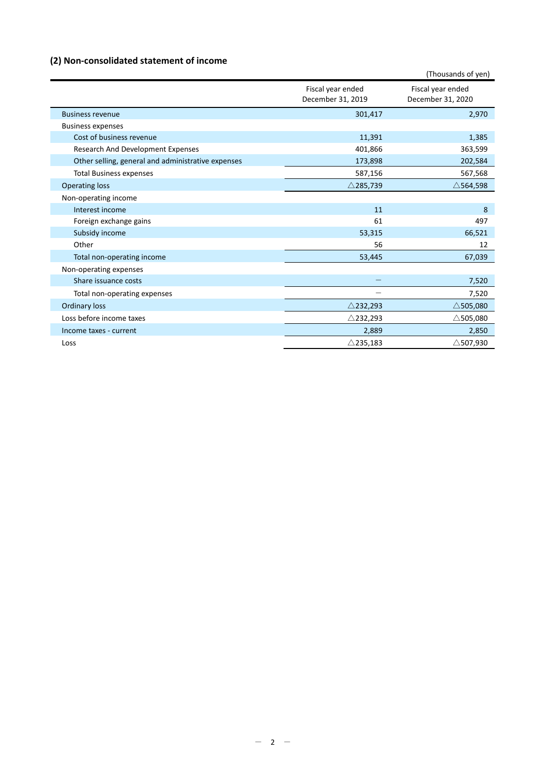## (2) Non-consolidated statement of income

(Thousands of yen)

| | Fiscal year ended December 31, 2019 | Fiscal year ended December 31, 2020 |
|---|---|---|
| Business revenue | 301,417 | 2,970 |
| Business expenses | | |
| Cost of business revenue | 11,391 | 1,385 |
| Research And Development Expenses | 401,866 | 363,599 |
| Other selling, general and administrative expenses | 173,898 | 202,584 |
| Total Business expenses | 587,156 | 567,568 |
| Operating loss | △285,739 | △564,598 |
| Non-operating income | | |
| Interest income | 11 | 8 |
| Foreign exchange gains | 61 | 497 |
| Subsidy income | 53,315 | 66,521 |
| Other | 56 | 12 |
| Total non-operating income | 53,445 | 67,039 |
| Non-operating expenses | | |
| Share issuance costs | － | 7,520 |
| Total non-operating expenses | － | 7,520 |
| Ordinary loss | △232,293 | △505,080 |
| Loss before income taxes | △232,293 | △505,080 |
| Income taxes - current | 2,889 | 2,850 |
| Loss | △235,183 | △507,930 |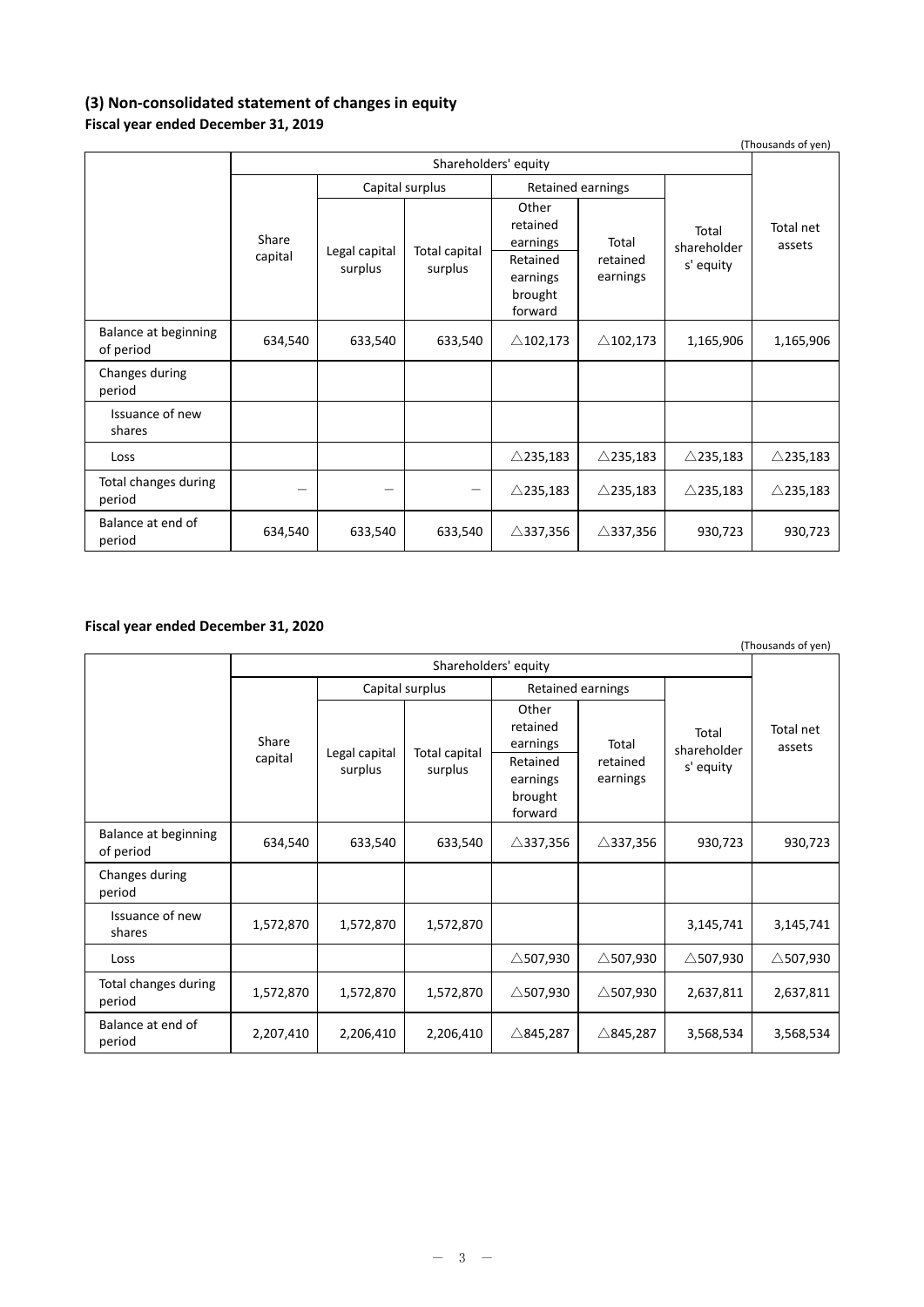## (3) Non-consolidated statement of changes in equity

**Fiscal year ended December 31, 2019**

(Thousands of yen)

| | Shareholders' equity | | | | | | |
|---|---|---|---|---|---|---|---|
| | Share capital | Capital surplus | | Retained earnings | | Total shareholders' equity | Total net assets |
| | | Legal capital surplus | Total capital surplus | Other retained earnings<br>Retained earnings brought forward | Total retained earnings | | |
| Balance at beginning of period | 634,540 | 633,540 | 633,540 | △102,173 | △102,173 | 1,165,906 | 1,165,906 |
| Changes during period | | | | | | | |
| Issuance of new shares | | | | | | | |
| Loss | | | | △235,183 | △235,183 | △235,183 | △235,183 |
| Total changes during period | — | — | — | △235,183 | △235,183 | △235,183 | △235,183 |
| Balance at end of period | 634,540 | 633,540 | 633,540 | △337,356 | △337,356 | 930,723 | 930,723 |

**Fiscal year ended December 31, 2020**

(Thousands of yen)

| | Shareholders' equity | | | | | | |
|---|---|---|---|---|---|---|---|
| | Share capital | Capital surplus | | Retained earnings | | Total shareholders' equity | Total net assets |
| | | Legal capital surplus | Total capital surplus | Other retained earnings<br>Retained earnings brought forward | Total retained earnings | | |
| Balance at beginning of period | 634,540 | 633,540 | 633,540 | △337,356 | △337,356 | 930,723 | 930,723 |
| Changes during period | | | | | | | |
| Issuance of new shares | 1,572,870 | 1,572,870 | 1,572,870 | | | 3,145,741 | 3,145,741 |
| Loss | | | | △507,930 | △507,930 | △507,930 | △507,930 |
| Total changes during period | 1,572,870 | 1,572,870 | 1,572,870 | △507,930 | △507,930 | 2,637,811 | 2,637,811 |
| Balance at end of period | 2,207,410 | 2,206,410 | 2,206,410 | △845,287 | △845,287 | 3,568,534 | 3,568,534 |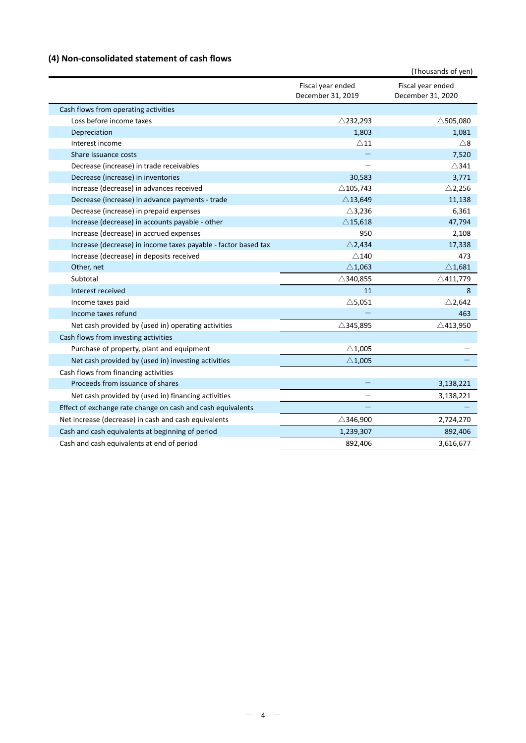### (4) Non-consolidated statement of cash flows

(Thousands of yen)

| | Fiscal year ended December 31, 2019 | Fiscal year ended December 31, 2020 |
|---|---|---|
| Cash flows from operating activities | | |
| Loss before income taxes | △232,293 | △505,080 |
| Depreciation | 1,803 | 1,081 |
| Interest income | △11 | △8 |
| Share issuance costs | − | 7,520 |
| Decrease (increase) in trade receivables | − | △341 |
| Decrease (increase) in inventories | 30,583 | 3,771 |
| Increase (decrease) in advances received | △105,743 | △2,256 |
| Decrease (increase) in advance payments - trade | △13,649 | 11,138 |
| Decrease (increase) in prepaid expenses | △3,236 | 6,361 |
| Increase (decrease) in accounts payable - other | △15,618 | 47,794 |
| Increase (decrease) in accrued expenses | 950 | 2,108 |
| Increase (decrease) in income taxes payable - factor based tax | △2,434 | 17,338 |
| Increase (decrease) in deposits received | △140 | 473 |
| Other, net | △1,063 | △1,681 |
| Subtotal | △340,855 | △411,779 |
| Interest received | 11 | 8 |
| Income taxes paid | △5,051 | △2,642 |
| Income taxes refund | − | 463 |
| Net cash provided by (used in) operating activities | △345,895 | △413,950 |
| Cash flows from investing activities | | |
| Purchase of property, plant and equipment | △1,005 | − |
| Net cash provided by (used in) investing activities | △1,005 | − |
| Cash flows from financing activities | | |
| Proceeds from issuance of shares | − | 3,138,221 |
| Net cash provided by (used in) financing activities | − | 3,138,221 |
| Effect of exchange rate change on cash and cash equivalents | − | − |
| Net increase (decrease) in cash and cash equivalents | △346,900 | 2,724,270 |
| Cash and cash equivalents at beginning of period | 1,239,307 | 892,406 |
| Cash and cash equivalents at end of period | 892,406 | 3,616,677 |